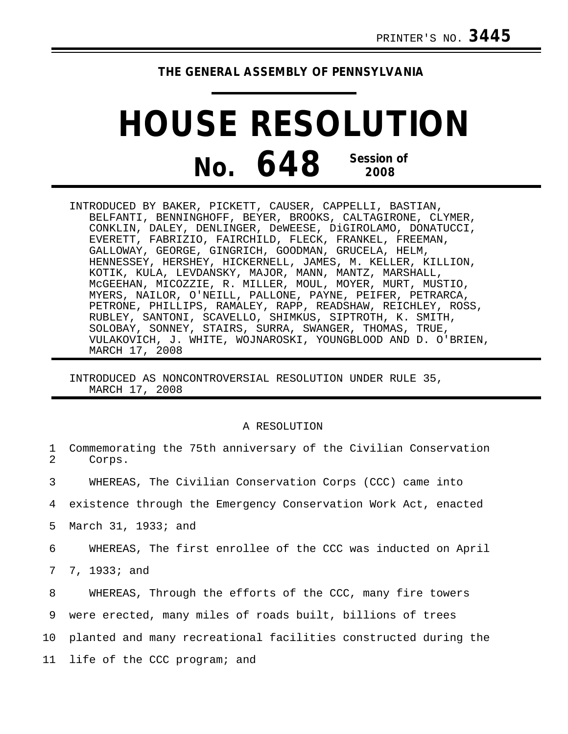PRINTER'S NO. **3445**

**THE GENERAL ASSEMBLY OF PENNSYLVANIA**

# HOUSE RESOLUTION

## No. 648 Session of 2008

INTRODUCED BY BAKER, PICKETT, CAUSER, CAPPELLI, BASTIAN, BELFANTI, BENNINGHOFF, BEYER, BROOKS, CALTAGIRONE, CLYMER, CONKLIN, DALEY, DENLINGER, DeWEESE, DiGIROLAMO, DONATUCCI, EVERETT, FABRIZIO, FAIRCHILD, FLECK, FRANKEL, FREEMAN, GALLOWAY, GEORGE, GINGRICH, GOODMAN, GRUCELA, HELM, HENNESSEY, HERSHEY, HICKERNELL, JAMES, M. KELLER, KILLION, KOTIK, KULA, LEVDANSKY, MAJOR, MANN, MANTZ, MARSHALL, McGEEHAN, MICOZZIE, R. MILLER, MOUL, MOYER, MURT, MUSTIO, MYERS, NAILOR, O'NEILL, PALLONE, PAYNE, PEIFER, PETRARCA, PETRONE, PHILLIPS, RAMALEY, RAPP, READSHAW, REICHLEY, ROSS, RUBLEY, SANTONI, SCAVELLO, SHIMKUS, SIPTROTH, K. SMITH, SOLOBAY, SONNEY, STAIRS, SURRA, SWANGER, THOMAS, TRUE, VULAKOVICH, J. WHITE, WOJNAROSKI, YOUNGBLOOD AND D. O'BRIEN, MARCH 17, 2008

INTRODUCED AS NONCONTROVERSIAL RESOLUTION UNDER RULE 35, MARCH 17, 2008

A RESOLUTION

Commemorating the 75th anniversary of the Civilian Conservation Corps.

WHEREAS, The Civilian Conservation Corps (CCC) came into existence through the Emergency Conservation Work Act, enacted March 31, 1933; and

WHEREAS, The first enrollee of the CCC was inducted on April 7, 1933; and

WHEREAS, Through the efforts of the CCC, many fire towers were erected, many miles of roads built, billions of trees planted and many recreational facilities constructed during the life of the CCC program; and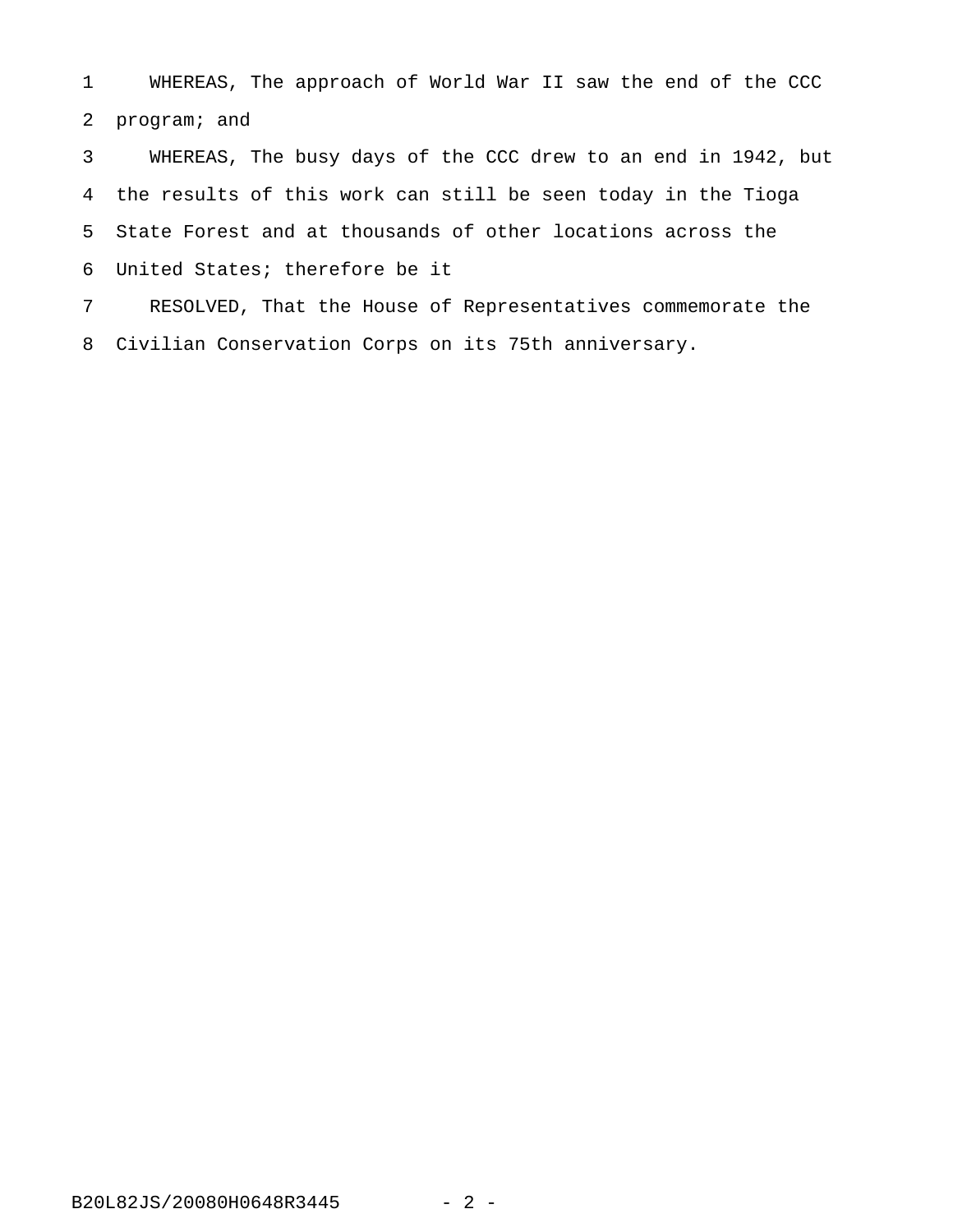WHEREAS, The approach of World War II saw the end of the CCC program; and

WHEREAS, The busy days of the CCC drew to an end in 1942, but the results of this work can still be seen today in the Tioga State Forest and at thousands of other locations across the United States; therefore be it

RESOLVED, That the House of Representatives commemorate the Civilian Conservation Corps on its 75th anniversary.